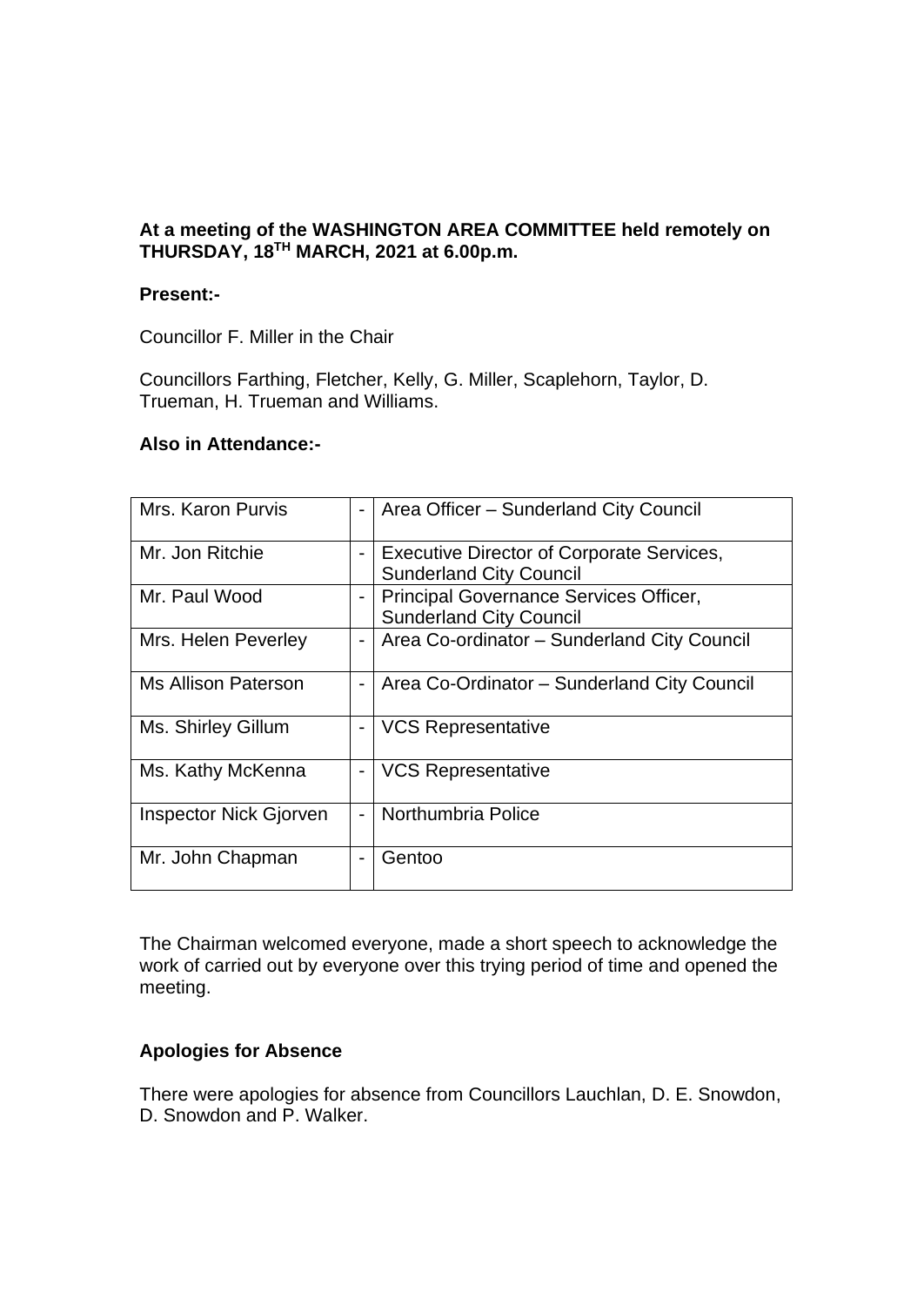**At a meeting of the WASHINGTON AREA COMMITTEE held remotely on THURSDAY, 18TH MARCH, 2021 at 6.00p.m.**

**Present:-**

Councillor F. Miller in the Chair

Councillors Farthing, Fletcher, Kelly, G. Miller, Scaplehorn, Taylor, D. Trueman, H. Trueman and Williams.

**Also in Attendance:-**

| | | |
|---|---|---|
| Mrs. Karon Purvis | - | Area Officer – Sunderland City Council |
| Mr. Jon Ritchie | - | Executive Director of Corporate Services, Sunderland City Council |
| Mr. Paul Wood | - | Principal Governance Services Officer, Sunderland City Council |
| Mrs. Helen Peverley | - | Area Co-ordinator – Sunderland City Council |
| Ms Allison Paterson | - | Area Co-Ordinator – Sunderland City Council |
| Ms. Shirley Gillum | - | VCS Representative |
| Ms. Kathy McKenna | - | VCS Representative |
| Inspector Nick Gjorven | - | Northumbria Police |
| Mr. John Chapman | - | Gentoo |

The Chairman welcomed everyone, made a short speech to acknowledge the work of carried out by everyone over this trying period of time and opened the meeting.

**Apologies for Absence**

There were apologies for absence from Councillors Lauchlan, D. E. Snowdon, D. Snowdon and P. Walker.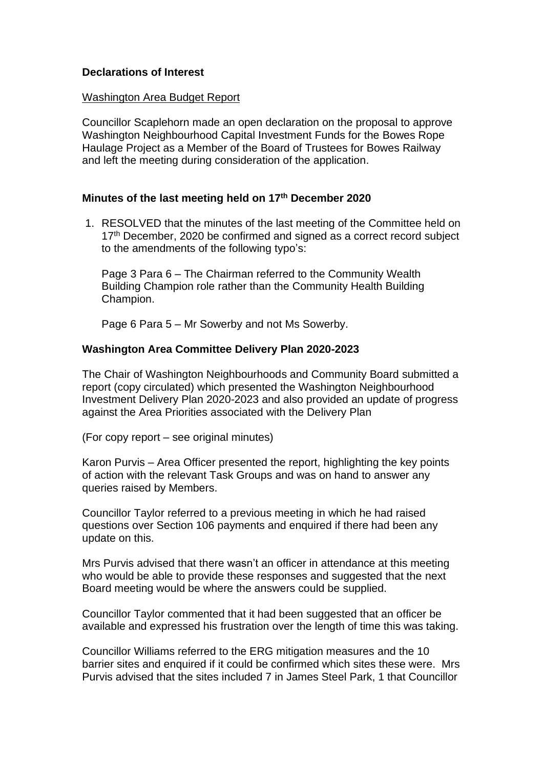**Declarations of Interest**

Washington Area Budget Report

Councillor Scaplehorn made an open declaration on the proposal to approve Washington Neighbourhood Capital Investment Funds for the Bowes Rope Haulage Project as a Member of the Board of Trustees for Bowes Railway and left the meeting during consideration of the application.

**Minutes of the last meeting held on 17th December 2020**

1. RESOLVED that the minutes of the last meeting of the Committee held on 17th December, 2020 be confirmed and signed as a correct record subject to the amendments of the following typo's:

   Page 3 Para 6 – The Chairman referred to the Community Wealth Building Champion role rather than the Community Health Building Champion.

   Page 6 Para 5 – Mr Sowerby and not Ms Sowerby.

**Washington Area Committee Delivery Plan 2020-2023**

The Chair of Washington Neighbourhoods and Community Board submitted a report (copy circulated) which presented the Washington Neighbourhood Investment Delivery Plan 2020-2023 and also provided an update of progress against the Area Priorities associated with the Delivery Plan

(For copy report – see original minutes)

Karon Purvis – Area Officer presented the report, highlighting the key points of action with the relevant Task Groups and was on hand to answer any queries raised by Members.

Councillor Taylor referred to a previous meeting in which he had raised questions over Section 106 payments and enquired if there had been any update on this.

Mrs Purvis advised that there wasn't an officer in attendance at this meeting who would be able to provide these responses and suggested that the next Board meeting would be where the answers could be supplied.

Councillor Taylor commented that it had been suggested that an officer be available and expressed his frustration over the length of time this was taking.

Councillor Williams referred to the ERG mitigation measures and the 10 barrier sites and enquired if it could be confirmed which sites these were. Mrs Purvis advised that the sites included 7 in James Steel Park, 1 that Councillor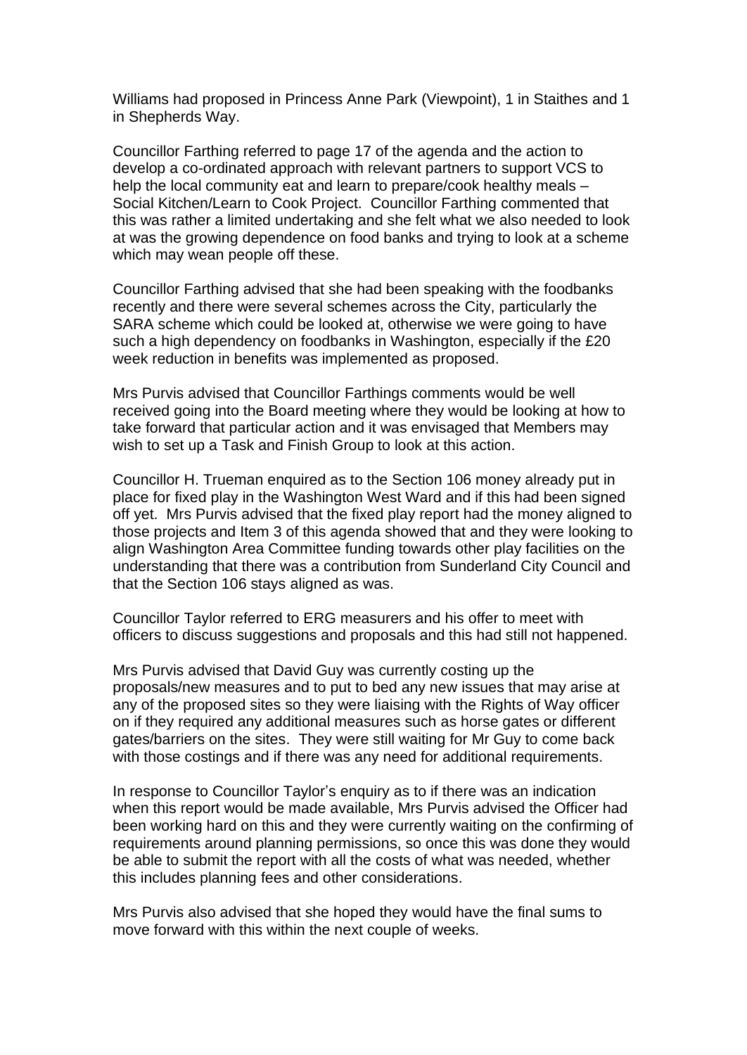Williams had proposed in Princess Anne Park (Viewpoint), 1 in Staithes and 1 in Shepherds Way.

Councillor Farthing referred to page 17 of the agenda and the action to develop a co-ordinated approach with relevant partners to support VCS to help the local community eat and learn to prepare/cook healthy meals – Social Kitchen/Learn to Cook Project. Councillor Farthing commented that this was rather a limited undertaking and she felt what we also needed to look at was the growing dependence on food banks and trying to look at a scheme which may wean people off these.

Councillor Farthing advised that she had been speaking with the foodbanks recently and there were several schemes across the City, particularly the SARA scheme which could be looked at, otherwise we were going to have such a high dependency on foodbanks in Washington, especially if the £20 week reduction in benefits was implemented as proposed.

Mrs Purvis advised that Councillor Farthings comments would be well received going into the Board meeting where they would be looking at how to take forward that particular action and it was envisaged that Members may wish to set up a Task and Finish Group to look at this action.

Councillor H. Trueman enquired as to the Section 106 money already put in place for fixed play in the Washington West Ward and if this had been signed off yet. Mrs Purvis advised that the fixed play report had the money aligned to those projects and Item 3 of this agenda showed that and they were looking to align Washington Area Committee funding towards other play facilities on the understanding that there was a contribution from Sunderland City Council and that the Section 106 stays aligned as was.

Councillor Taylor referred to ERG measurers and his offer to meet with officers to discuss suggestions and proposals and this had still not happened.

Mrs Purvis advised that David Guy was currently costing up the proposals/new measures and to put to bed any new issues that may arise at any of the proposed sites so they were liaising with the Rights of Way officer on if they required any additional measures such as horse gates or different gates/barriers on the sites. They were still waiting for Mr Guy to come back with those costings and if there was any need for additional requirements.

In response to Councillor Taylor's enquiry as to if there was an indication when this report would be made available, Mrs Purvis advised the Officer had been working hard on this and they were currently waiting on the confirming of requirements around planning permissions, so once this was done they would be able to submit the report with all the costs of what was needed, whether this includes planning fees and other considerations.

Mrs Purvis also advised that she hoped they would have the final sums to move forward with this within the next couple of weeks.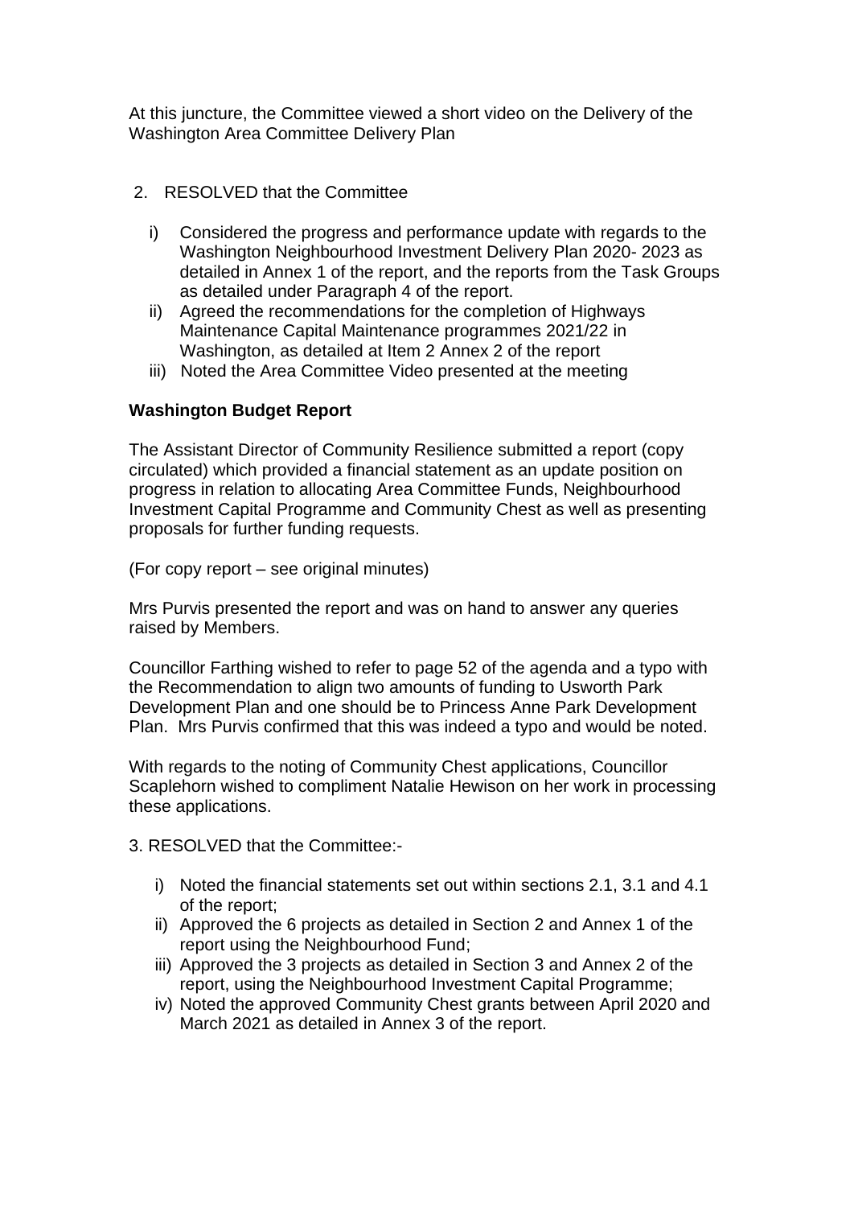At this juncture, the Committee viewed a short video on the Delivery of the Washington Area Committee Delivery Plan

2. RESOLVED that the Committee

    i) Considered the progress and performance update with regards to the Washington Neighbourhood Investment Delivery Plan 2020- 2023 as detailed in Annex 1 of the report, and the reports from the Task Groups as detailed under Paragraph 4 of the report.
    ii) Agreed the recommendations for the completion of Highways Maintenance Capital Maintenance programmes 2021/22 in Washington, as detailed at Item 2 Annex 2 of the report
    iii) Noted the Area Committee Video presented at the meeting

**Washington Budget Report**

The Assistant Director of Community Resilience submitted a report (copy circulated) which provided a financial statement as an update position on progress in relation to allocating Area Committee Funds, Neighbourhood Investment Capital Programme and Community Chest as well as presenting proposals for further funding requests.

(For copy report – see original minutes)

Mrs Purvis presented the report and was on hand to answer any queries raised by Members.

Councillor Farthing wished to refer to page 52 of the agenda and a typo with the Recommendation to align two amounts of funding to Usworth Park Development Plan and one should be to Princess Anne Park Development Plan. Mrs Purvis confirmed that this was indeed a typo and would be noted.

With regards to the noting of Community Chest applications, Councillor Scaplehorn wished to compliment Natalie Hewison on her work in processing these applications.

3. RESOLVED that the Committee:-

    i) Noted the financial statements set out within sections 2.1, 3.1 and 4.1 of the report;
    ii) Approved the 6 projects as detailed in Section 2 and Annex 1 of the report using the Neighbourhood Fund;
    iii) Approved the 3 projects as detailed in Section 3 and Annex 2 of the report, using the Neighbourhood Investment Capital Programme;
    iv) Noted the approved Community Chest grants between April 2020 and March 2021 as detailed in Annex 3 of the report.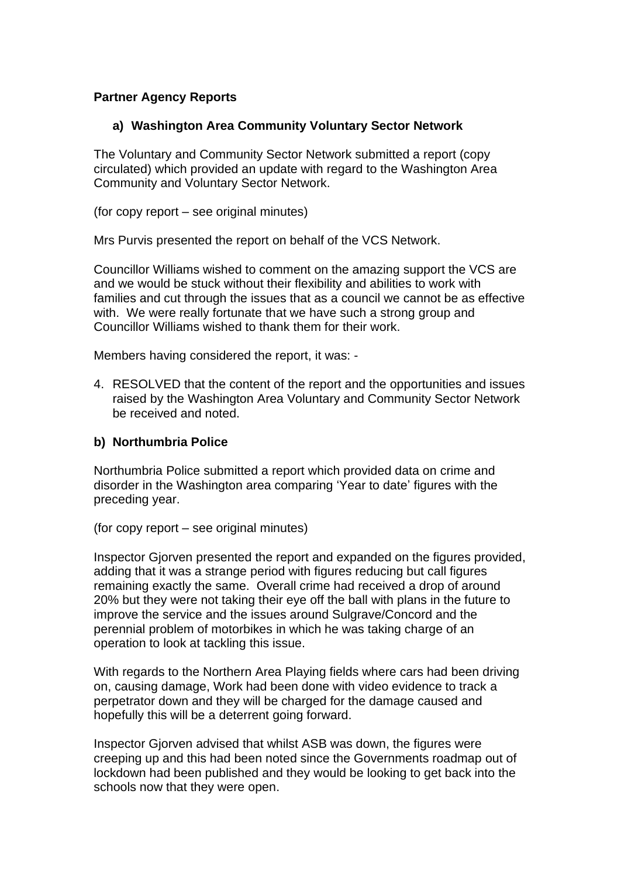**Partner Agency Reports**

**a) Washington Area Community Voluntary Sector Network**

The Voluntary and Community Sector Network submitted a report (copy circulated) which provided an update with regard to the Washington Area Community and Voluntary Sector Network.

(for copy report – see original minutes)

Mrs Purvis presented the report on behalf of the VCS Network.

Councillor Williams wished to comment on the amazing support the VCS are and we would be stuck without their flexibility and abilities to work with families and cut through the issues that as a council we cannot be as effective with. We were really fortunate that we have such a strong group and Councillor Williams wished to thank them for their work.

Members having considered the report, it was: -

4. RESOLVED that the content of the report and the opportunities and issues raised by the Washington Area Voluntary and Community Sector Network be received and noted.

**b) Northumbria Police**

Northumbria Police submitted a report which provided data on crime and disorder in the Washington area comparing 'Year to date' figures with the preceding year.

(for copy report – see original minutes)

Inspector Gjorven presented the report and expanded on the figures provided, adding that it was a strange period with figures reducing but call figures remaining exactly the same. Overall crime had received a drop of around 20% but they were not taking their eye off the ball with plans in the future to improve the service and the issues around Sulgrave/Concord and the perennial problem of motorbikes in which he was taking charge of an operation to look at tackling this issue.

With regards to the Northern Area Playing fields where cars had been driving on, causing damage, Work had been done with video evidence to track a perpetrator down and they will be charged for the damage caused and hopefully this will be a deterrent going forward.

Inspector Gjorven advised that whilst ASB was down, the figures were creeping up and this had been noted since the Governments roadmap out of lockdown had been published and they would be looking to get back into the schools now that they were open.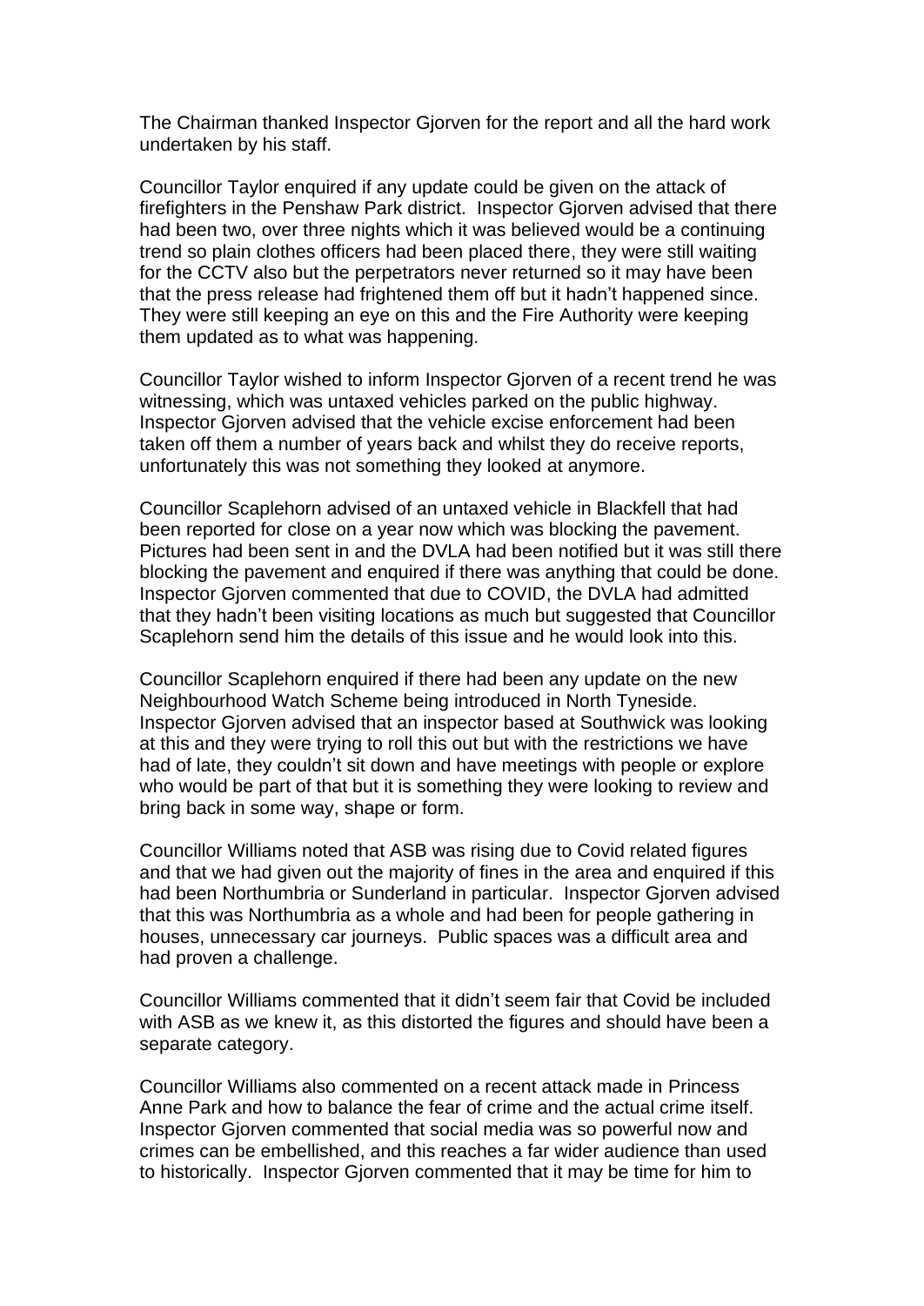The Chairman thanked Inspector Gjorven for the report and all the hard work undertaken by his staff.

Councillor Taylor enquired if any update could be given on the attack of firefighters in the Penshaw Park district. Inspector Gjorven advised that there had been two, over three nights which it was believed would be a continuing trend so plain clothes officers had been placed there, they were still waiting for the CCTV also but the perpetrators never returned so it may have been that the press release had frightened them off but it hadn't happened since. They were still keeping an eye on this and the Fire Authority were keeping them updated as to what was happening.

Councillor Taylor wished to inform Inspector Gjorven of a recent trend he was witnessing, which was untaxed vehicles parked on the public highway. Inspector Gjorven advised that the vehicle excise enforcement had been taken off them a number of years back and whilst they do receive reports, unfortunately this was not something they looked at anymore.

Councillor Scaplehorn advised of an untaxed vehicle in Blackfell that had been reported for close on a year now which was blocking the pavement. Pictures had been sent in and the DVLA had been notified but it was still there blocking the pavement and enquired if there was anything that could be done. Inspector Gjorven commented that due to COVID, the DVLA had admitted that they hadn't been visiting locations as much but suggested that Councillor Scaplehorn send him the details of this issue and he would look into this.

Councillor Scaplehorn enquired if there had been any update on the new Neighbourhood Watch Scheme being introduced in North Tyneside. Inspector Gjorven advised that an inspector based at Southwick was looking at this and they were trying to roll this out but with the restrictions we have had of late, they couldn't sit down and have meetings with people or explore who would be part of that but it is something they were looking to review and bring back in some way, shape or form.

Councillor Williams noted that ASB was rising due to Covid related figures and that we had given out the majority of fines in the area and enquired if this had been Northumbria or Sunderland in particular. Inspector Gjorven advised that this was Northumbria as a whole and had been for people gathering in houses, unnecessary car journeys. Public spaces was a difficult area and had proven a challenge.

Councillor Williams commented that it didn't seem fair that Covid be included with ASB as we knew it, as this distorted the figures and should have been a separate category.

Councillor Williams also commented on a recent attack made in Princess Anne Park and how to balance the fear of crime and the actual crime itself. Inspector Gjorven commented that social media was so powerful now and crimes can be embellished, and this reaches a far wider audience than used to historically. Inspector Gjorven commented that it may be time for him to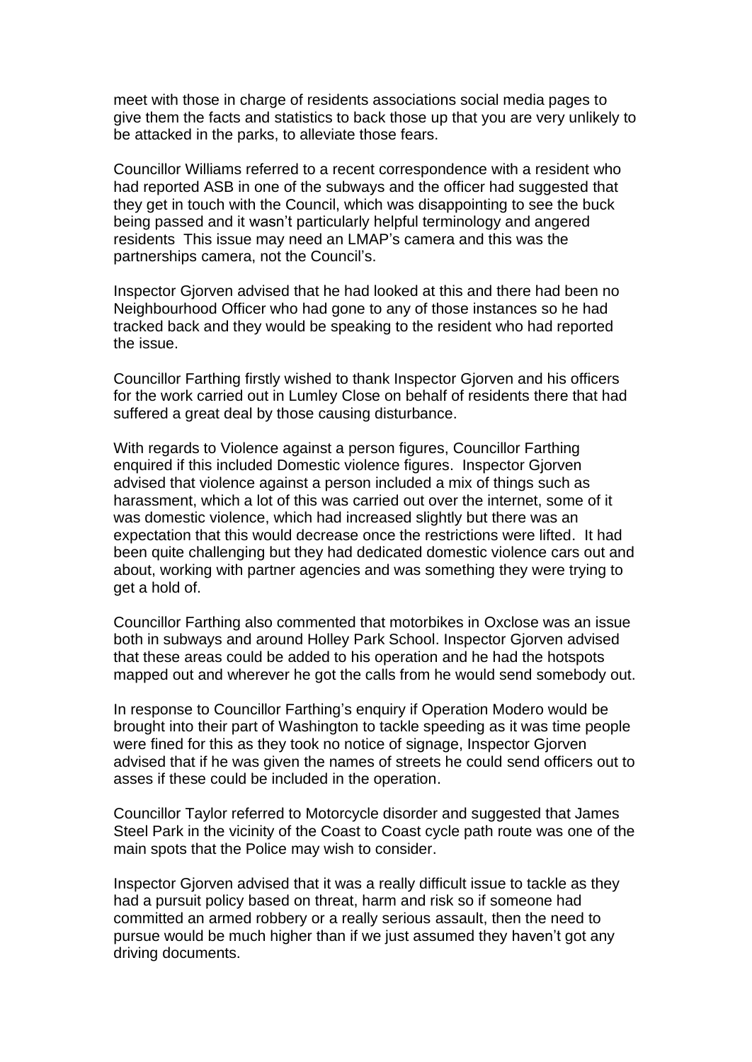meet with those in charge of residents associations social media pages to give them the facts and statistics to back those up that you are very unlikely to be attacked in the parks, to alleviate those fears.

Councillor Williams referred to a recent correspondence with a resident who had reported ASB in one of the subways and the officer had suggested that they get in touch with the Council, which was disappointing to see the buck being passed and it wasn't particularly helpful terminology and angered residents This issue may need an LMAP's camera and this was the partnerships camera, not the Council's.

Inspector Gjorven advised that he had looked at this and there had been no Neighbourhood Officer who had gone to any of those instances so he had tracked back and they would be speaking to the resident who had reported the issue.

Councillor Farthing firstly wished to thank Inspector Gjorven and his officers for the work carried out in Lumley Close on behalf of residents there that had suffered a great deal by those causing disturbance.

With regards to Violence against a person figures, Councillor Farthing enquired if this included Domestic violence figures. Inspector Gjorven advised that violence against a person included a mix of things such as harassment, which a lot of this was carried out over the internet, some of it was domestic violence, which had increased slightly but there was an expectation that this would decrease once the restrictions were lifted. It had been quite challenging but they had dedicated domestic violence cars out and about, working with partner agencies and was something they were trying to get a hold of.

Councillor Farthing also commented that motorbikes in Oxclose was an issue both in subways and around Holley Park School. Inspector Gjorven advised that these areas could be added to his operation and he had the hotspots mapped out and wherever he got the calls from he would send somebody out.

In response to Councillor Farthing's enquiry if Operation Modero would be brought into their part of Washington to tackle speeding as it was time people were fined for this as they took no notice of signage, Inspector Gjorven advised that if he was given the names of streets he could send officers out to asses if these could be included in the operation.

Councillor Taylor referred to Motorcycle disorder and suggested that James Steel Park in the vicinity of the Coast to Coast cycle path route was one of the main spots that the Police may wish to consider.

Inspector Gjorven advised that it was a really difficult issue to tackle as they had a pursuit policy based on threat, harm and risk so if someone had committed an armed robbery or a really serious assault, then the need to pursue would be much higher than if we just assumed they haven't got any driving documents.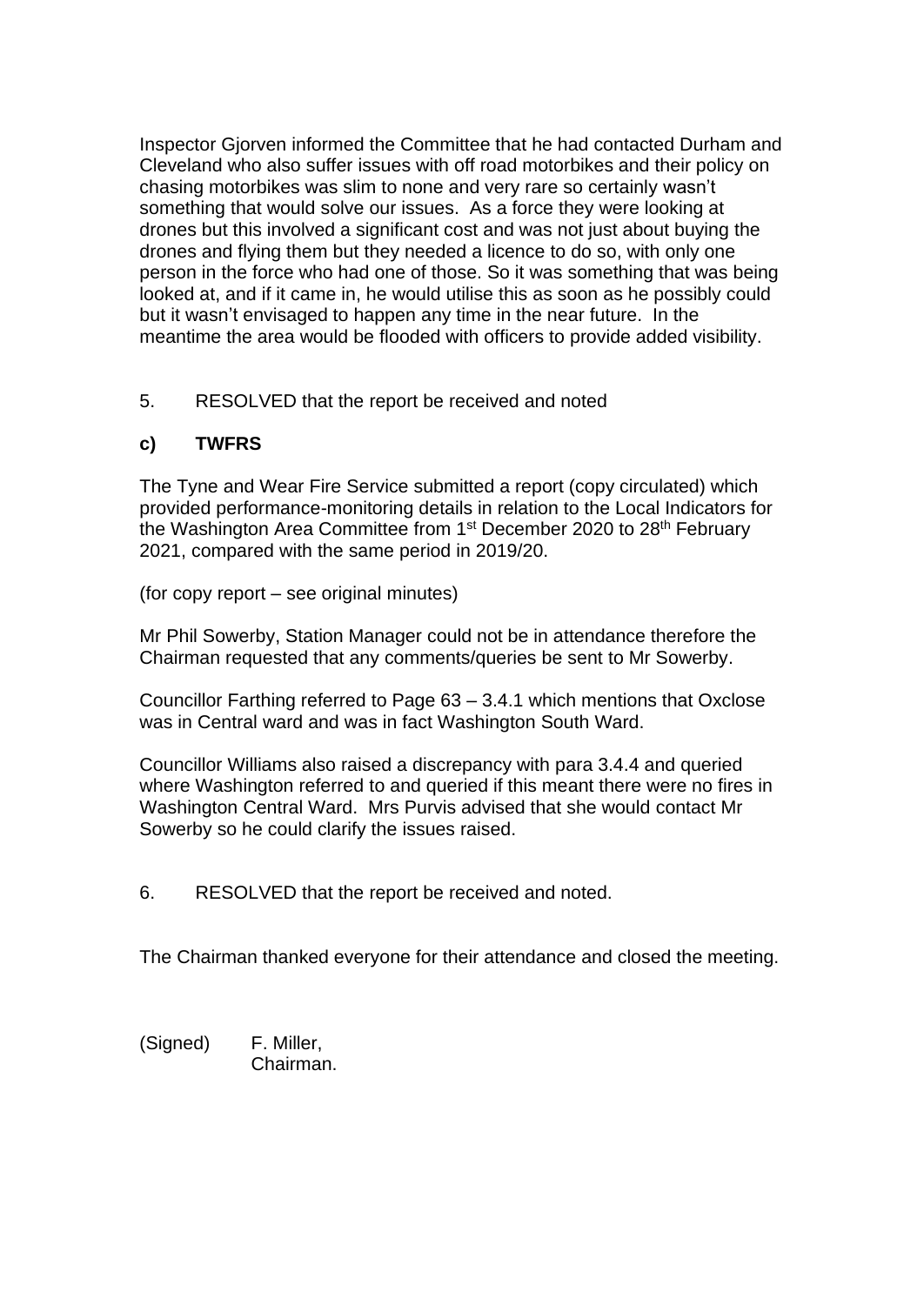Inspector Gjorven informed the Committee that he had contacted Durham and Cleveland who also suffer issues with off road motorbikes and their policy on chasing motorbikes was slim to none and very rare so certainly wasn't something that would solve our issues. As a force they were looking at drones but this involved a significant cost and was not just about buying the drones and flying them but they needed a licence to do so, with only one person in the force who had one of those. So it was something that was being looked at, and if it came in, he would utilise this as soon as he possibly could but it wasn't envisaged to happen any time in the near future. In the meantime the area would be flooded with officers to provide added visibility.

5. RESOLVED that the report be received and noted

## c) TWFRS

The Tyne and Wear Fire Service submitted a report (copy circulated) which provided performance-monitoring details in relation to the Local Indicators for the Washington Area Committee from 1st December 2020 to 28th February 2021, compared with the same period in 2019/20.

(for copy report – see original minutes)

Mr Phil Sowerby, Station Manager could not be in attendance therefore the Chairman requested that any comments/queries be sent to Mr Sowerby.

Councillor Farthing referred to Page 63 – 3.4.1 which mentions that Oxclose was in Central ward and was in fact Washington South Ward.

Councillor Williams also raised a discrepancy with para 3.4.4 and queried where Washington referred to and queried if this meant there were no fires in Washington Central Ward. Mrs Purvis advised that she would contact Mr Sowerby so he could clarify the issues raised.

6. RESOLVED that the report be received and noted.

The Chairman thanked everyone for their attendance and closed the meeting.

(Signed) F. Miller,
Chairman.